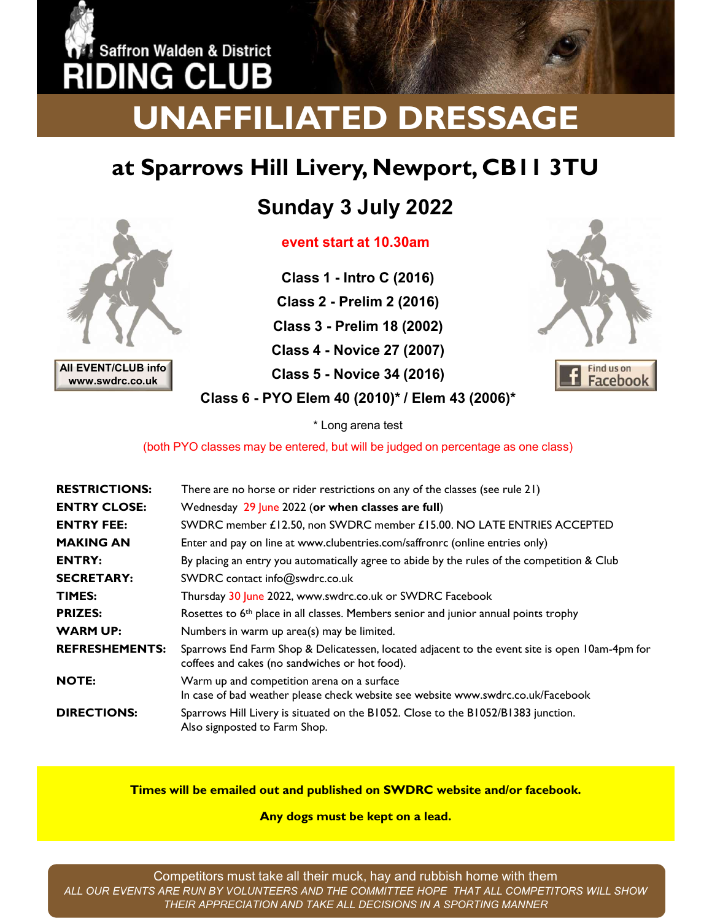Saffron Walden & District

# RIDING CLUB

# UNAFFILIATED DRESSAGE

## at Sparrows Hill Livery, Newport, CB11 3TU

## Sunday 3 July 2022

**event start at 10.30am**

**Class 1 - Intro C (2016)**

**Class 2 - Prelim 2 (2016)**

**Class 3 - Prelim 18 (2002)**

**Class 4 - Novice 27 (2007)**

**Class 5 - Novice 34 (2016)**

**Class 6 - PYO Elem 40 (2010)* / Elem 43 (2006)***

\* Long arena test

(both PYO classes may be entered, but will be judged on percentage as one class)

**All EVENT/CLUB info www.swdrc.co.uk**

Find us on Facebook

| | |
|---|---|
| **RESTRICTIONS:** | There are no horse or rider restrictions on any of the classes (see rule 21) |
| **ENTRY CLOSE:** | Wednesday 29 June 2022 (**or when classes are full**) |
| **ENTRY FEE:** | SWDRC member £12.50, non SWDRC member £15.00. NO LATE ENTRIES ACCEPTED |
| **MAKING AN ENTRY:** | Enter and pay on line at www.clubentries.com/saffronrc (online entries only) By placing an entry you automatically agree to abide by the rules of the competition & Club |
| **SECRETARY:** | SWDRC contact info@swdrc.co.uk |
| **TIMES:** | Thursday 30 June 2022, www.swdrc.co.uk or SWDRC Facebook |
| **PRIZES:** | Rosettes to 6th place in all classes. Members senior and junior annual points trophy |
| **WARM UP:** | Numbers in warm up area(s) may be limited. |
| **REFRESHEMENTS:** | Sparrows End Farm Shop & Delicatessen, located adjacent to the event site is open 10am-4pm for coffees and cakes (no sandwiches or hot food). |
| **NOTE:** | Warm up and competition arena on a surface In case of bad weather please check website see website www.swdrc.co.uk/Facebook |
| **DIRECTIONS:** | Sparrows Hill Livery is situated on the B1052. Close to the B1052/B1383 junction. Also signposted to Farm Shop. |

**Times will be emailed out and published on SWDRC website and/or facebook.**

**Any dogs must be kept on a lead.**

Competitors must take all their muck, hay and rubbish home with them

*ALL OUR EVENTS ARE RUN BY VOLUNTEERS AND THE COMMITTEE HOPE THAT ALL COMPETITORS WILL SHOW THEIR APPRECIATION AND TAKE ALL DECISIONS IN A SPORTING MANNER*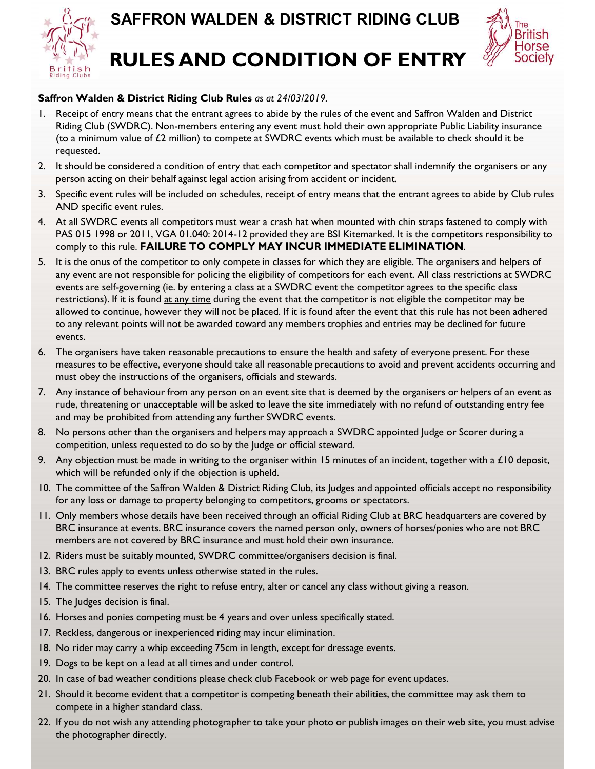# SAFFRON WALDEN & DISTRICT RIDING CLUB

# RULES AND CONDITION OF ENTRY

**Saffron Walden & District Riding Club Rules** *as at 24/03/2019.*

1. Receipt of entry means that the entrant agrees to abide by the rules of the event and Saffron Walden and District Riding Club (SWDRC). Non-members entering any event must hold their own appropriate Public Liability insurance (to a minimum value of £2 million) to compete at SWDRC events which must be available to check should it be requested.
2. It should be considered a condition of entry that each competitor and spectator shall indemnify the organisers or any person acting on their behalf against legal action arising from accident or incident.
3. Specific event rules will be included on schedules, receipt of entry means that the entrant agrees to abide by Club rules AND specific event rules.
4. At all SWDRC events all competitors must wear a crash hat when mounted with chin straps fastened to comply with PAS 015 1998 or 2011, VGA 01.040: 2014-12 provided they are BSI Kitemarked. It is the competitors responsibility to comply to this rule. **FAILURE TO COMPLY MAY INCUR IMMEDIATE ELIMINATION**.
5. It is the onus of the competitor to only compete in classes for which they are eligible. The organisers and helpers of any event <u>are not responsible</u> for policing the eligibility of competitors for each event. All class restrictions at SWDRC events are self-governing (ie. by entering a class at a SWDRC event the competitor agrees to the specific class restrictions). If it is found <u>at any time</u> during the event that the competitor is not eligible the competitor may be allowed to continue, however they will not be placed. If it is found after the event that this rule has not been adhered to any relevant points will not be awarded toward any members trophies and entries may be declined for future events.
6. The organisers have taken reasonable precautions to ensure the health and safety of everyone present. For these measures to be effective, everyone should take all reasonable precautions to avoid and prevent accidents occurring and must obey the instructions of the organisers, officials and stewards.
7. Any instance of behaviour from any person on an event site that is deemed by the organisers or helpers of an event as rude, threatening or unacceptable will be asked to leave the site immediately with no refund of outstanding entry fee and may be prohibited from attending any further SWDRC events.
8. No persons other than the organisers and helpers may approach a SWDRC appointed Judge or Scorer during a competition, unless requested to do so by the Judge or official steward.
9. Any objection must be made in writing to the organiser within 15 minutes of an incident, together with a £10 deposit, which will be refunded only if the objection is upheld.
10. The committee of the Saffron Walden & District Riding Club, its Judges and appointed officials accept no responsibility for any loss or damage to property belonging to competitors, grooms or spectators.
11. Only members whose details have been received through an official Riding Club at BRC headquarters are covered by BRC insurance at events. BRC insurance covers the named person only, owners of horses/ponies who are not BRC members are not covered by BRC insurance and must hold their own insurance.
12. Riders must be suitably mounted, SWDRC committee/organisers decision is final.
13. BRC rules apply to events unless otherwise stated in the rules.
14. The committee reserves the right to refuse entry, alter or cancel any class without giving a reason.
15. The Judges decision is final.
16. Horses and ponies competing must be 4 years and over unless specifically stated.
17. Reckless, dangerous or inexperienced riding may incur elimination.
18. No rider may carry a whip exceeding 75cm in length, except for dressage events.
19. Dogs to be kept on a lead at all times and under control.
20. In case of bad weather conditions please check club Facebook or web page for event updates.
21. Should it become evident that a competitor is competing beneath their abilities, the committee may ask them to compete in a higher standard class.
22. If you do not wish any attending photographer to take your photo or publish images on their web site, you must advise the photographer directly.